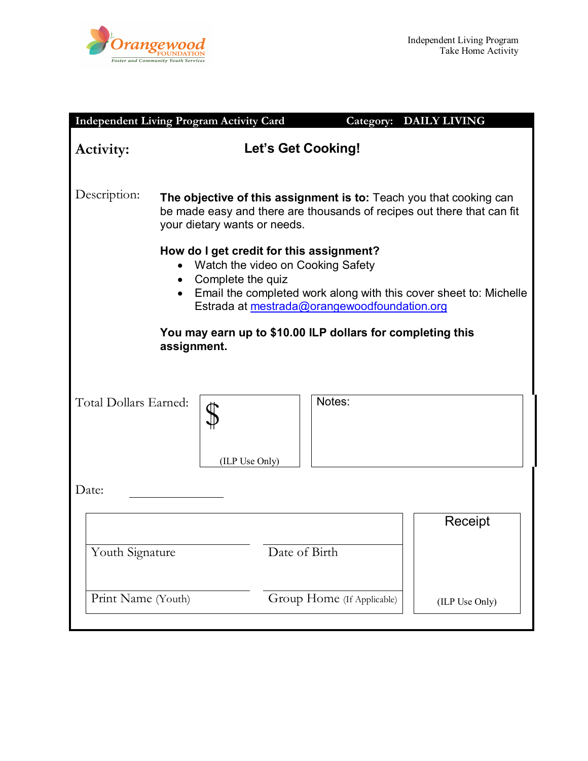Orangewood FOUNDATION
Foster and Community Youth Services

Independent Living Program
Take Home Activity

**Independent Living Program Activity Card** **Category: DAILY LIVING**

**Activity:** **Let's Get Cooking!**

Description:

**The objective of this assignment is to:** Teach you that cooking can be made easy and there are thousands of recipes out there that can fit your dietary wants or needs.

**How do I get credit for this assignment?**

- Watch the video on Cooking Safety
- Complete the quiz
- Email the completed work along with this cover sheet to: Michelle Estrada at mestrada@orangewoodfoundation.org

**You may earn up to $10.00 ILP dollars for completing this assignment.**

Total Dollars Earned: $ (ILP Use Only)

Notes:

Date: ____________

| Youth Signature | Date of Birth |
|---|---|
| Print Name (Youth) | Group Home (If Applicable) |

Receipt

(ILP Use Only)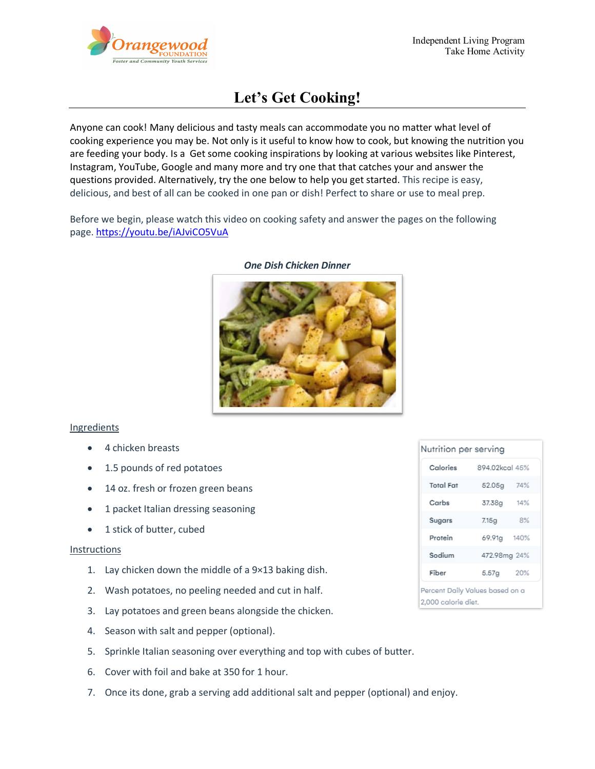Independent Living Program
Take Home Activity

# Let's Get Cooking!

Anyone can cook! Many delicious and tasty meals can accommodate you no matter what level of cooking experience you may be. Not only is it useful to know how to cook, but knowing the nutrition you are feeding your body. Is a  Get some cooking inspirations by looking at various websites like Pinterest, Instagram, YouTube, Google and many more and try one that that catches your and answer the questions provided. Alternatively, try the one below to help you get started. This recipe is easy, delicious, and best of all can be cooked in one pan or dish! Perfect to share or use to meal prep.

Before we begin, please watch this video on cooking safety and answer the pages on the following page. https://youtu.be/iAJviCO5VuA

***One Dish Chicken Dinner***

Ingredients

- 4 chicken breasts
- 1.5 pounds of red potatoes
- 14 oz. fresh or frozen green beans
- 1 packet Italian dressing seasoning
- 1 stick of butter, cubed

Instructions

1. Lay chicken down the middle of a 9×13 baking dish.
2. Wash potatoes, no peeling needed and cut in half.
3. Lay potatoes and green beans alongside the chicken.
4. Season with salt and pepper (optional).
5. Sprinkle Italian seasoning over everything and top with cubes of butter.
6. Cover with foil and bake at 350 for 1 hour.
7. Once its done, grab a serving add additional salt and pepper (optional) and enjoy.

Nutrition per serving

| | | |
|---|---|---|
| Calories | 894.02kcal | 45% |
| Total Fat | 52.05g | 74% |
| Carbs | 37.38g | 14% |
| Sugars | 7.15g | 8% |
| Protein | 69.91g | 140% |
| Sodium | 472.98mg | 24% |
| Fiber | 5.57g | 20% |

Percent Daily Values based on a 2,000 calorie diet.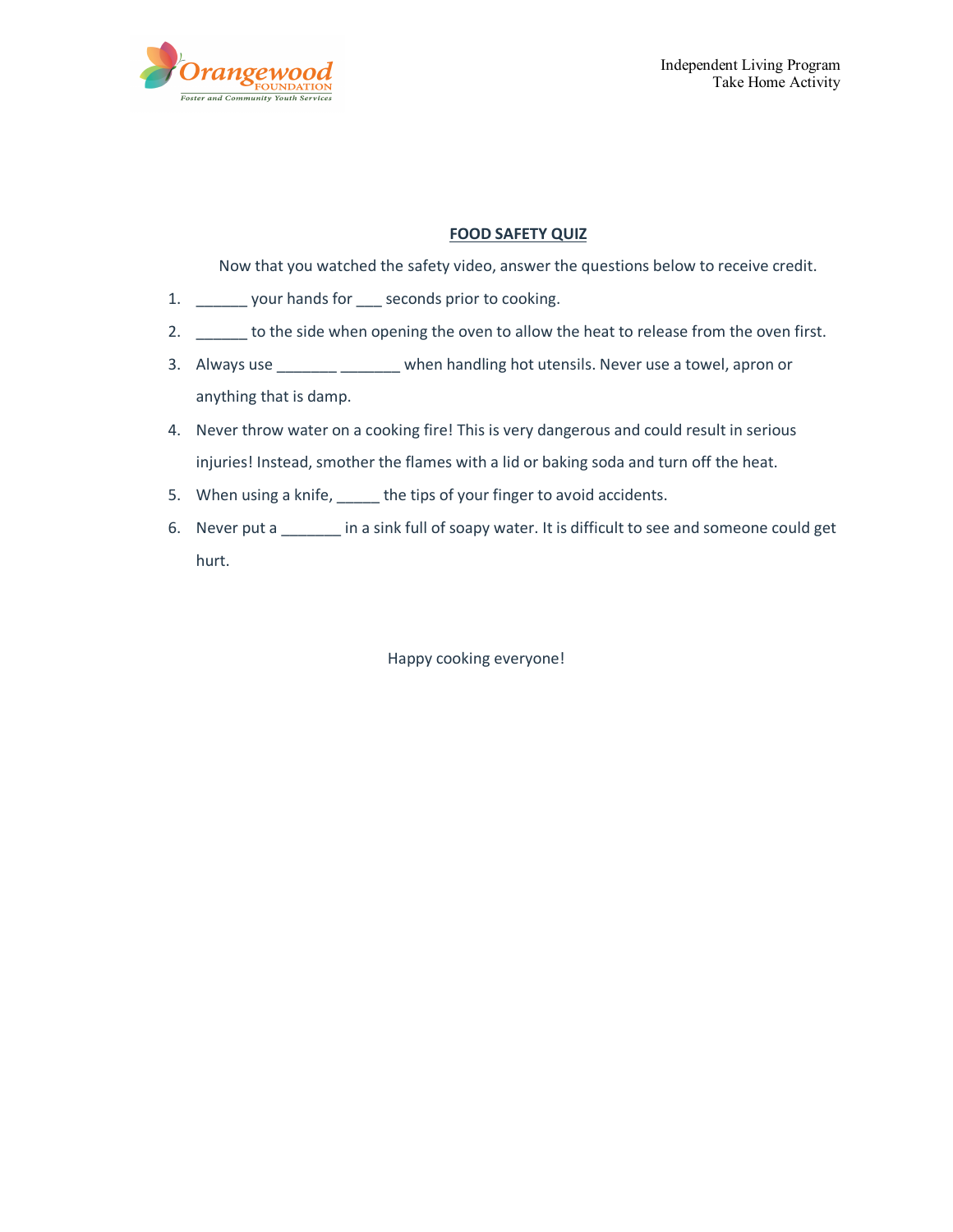Independent Living Program
Take Home Activity

## FOOD SAFETY QUIZ

Now that you watched the safety video, answer the questions below to receive credit.

1. ______ your hands for ___ seconds prior to cooking.
2. ______ to the side when opening the oven to allow the heat to release from the oven first.
3. Always use _______ _______ when handling hot utensils. Never use a towel, apron or anything that is damp.
4. Never throw water on a cooking fire! This is very dangerous and could result in serious injuries! Instead, smother the flames with a lid or baking soda and turn off the heat.
5. When using a knife, _____ the tips of your finger to avoid accidents.
6. Never put a _______ in a sink full of soapy water. It is difficult to see and someone could get hurt.

Happy cooking everyone!